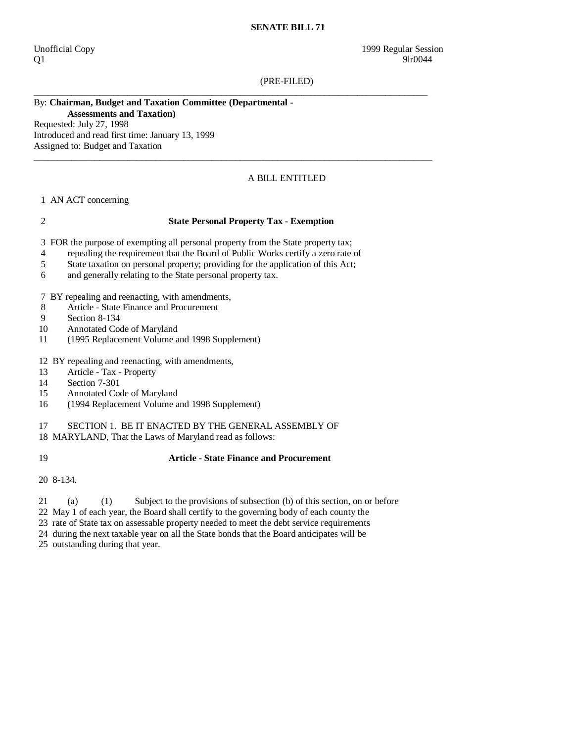**SENATE BILL 71**

Unofficial Copy 1999 Regular Session
Q1 9lr0044

(PRE-FILED)

By: **Chairman, Budget and Taxation Committee (Departmental - Assessments and Taxation)**
Requested: July 27, 1998
Introduced and read first time: January 13, 1999
Assigned to: Budget and Taxation

A BILL ENTITLED

1 AN ACT concerning

2 **State Personal Property Tax - Exemption**

3 FOR the purpose of exempting all personal property from the State property tax;
4 repealing the requirement that the Board of Public Works certify a zero rate of
5 State taxation on personal property; providing for the application of this Act;
6 and generally relating to the State personal property tax.

7 BY repealing and reenacting, with amendments,
8 Article - State Finance and Procurement
9 Section 8-134
10 Annotated Code of Maryland
11 (1995 Replacement Volume and 1998 Supplement)

12 BY repealing and reenacting, with amendments,
13 Article - Tax - Property
14 Section 7-301
15 Annotated Code of Maryland
16 (1994 Replacement Volume and 1998 Supplement)

17 SECTION 1. BE IT ENACTED BY THE GENERAL ASSEMBLY OF
18 MARYLAND, That the Laws of Maryland read as follows:

19 **Article - State Finance and Procurement**

20 8-134.

21 (a) (1) Subject to the provisions of subsection (b) of this section, on or before
22 May 1 of each year, the Board shall certify to the governing body of each county the
23 rate of State tax on assessable property needed to meet the debt service requirements
24 during the next taxable year on all the State bonds that the Board anticipates will be
25 outstanding during that year.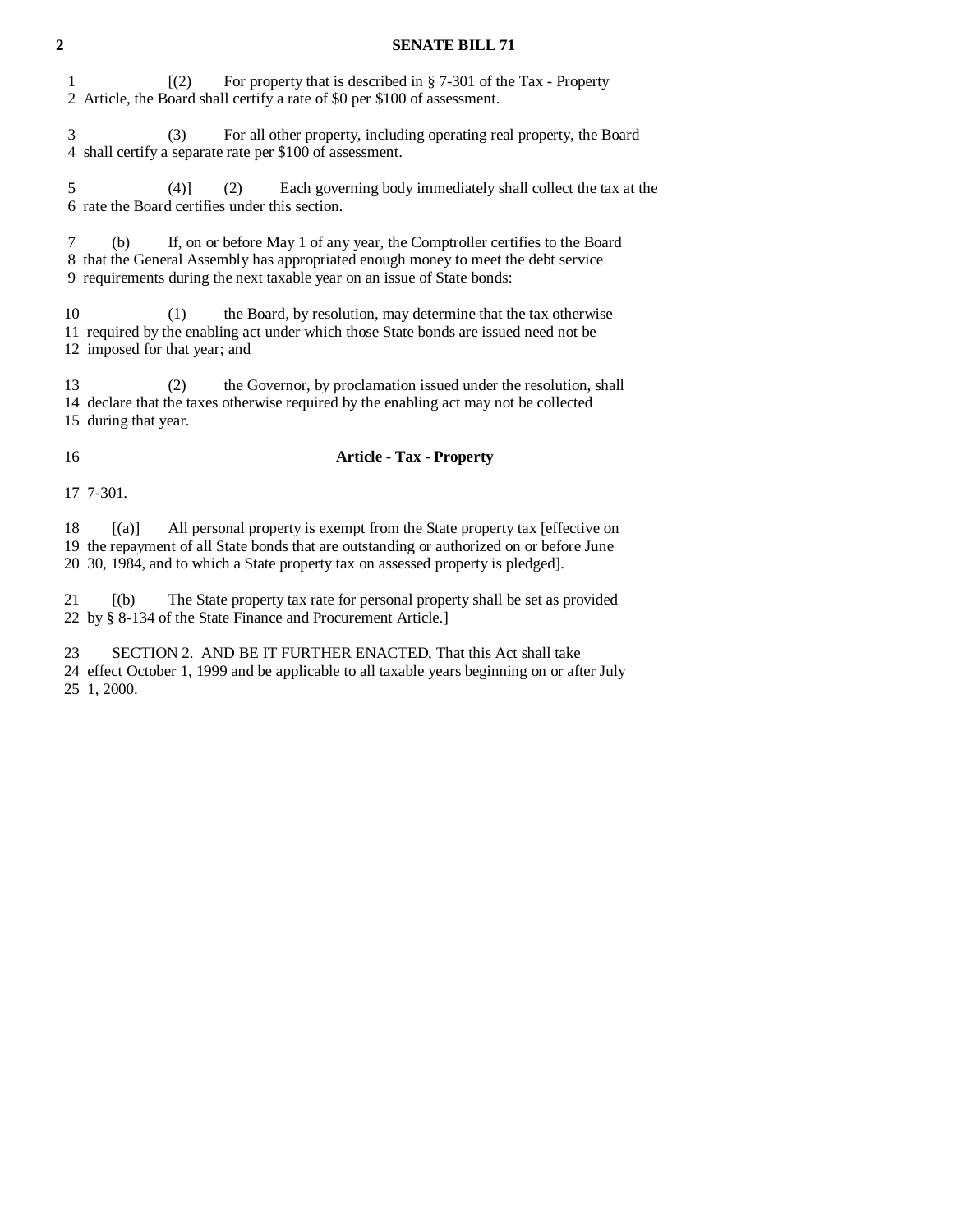[(2) For property that is described in § 7-301 of the Tax - Property Article, the Board shall certify a rate of $0 per $100 of assessment.

(3) For all other property, including operating real property, the Board shall certify a separate rate per $100 of assessment.

(4)] (2) Each governing body immediately shall collect the tax at the rate the Board certifies under this section.

(b) If, on or before May 1 of any year, the Comptroller certifies to the Board that the General Assembly has appropriated enough money to meet the debt service requirements during the next taxable year on an issue of State bonds:

(1) the Board, by resolution, may determine that the tax otherwise required by the enabling act under which those State bonds are issued need not be imposed for that year; and

(2) the Governor, by proclamation issued under the resolution, shall declare that the taxes otherwise required by the enabling act may not be collected during that year.

**Article - Tax - Property**

7-301.

[(a)] All personal property is exempt from the State property tax [effective on the repayment of all State bonds that are outstanding or authorized on or before June 30, 1984, and to which a State property tax on assessed property is pledged].

[(b) The State property tax rate for personal property shall be set as provided by § 8-134 of the State Finance and Procurement Article.]

SECTION 2. AND BE IT FURTHER ENACTED, That this Act shall take effect October 1, 1999 and be applicable to all taxable years beginning on or after July 1, 2000.